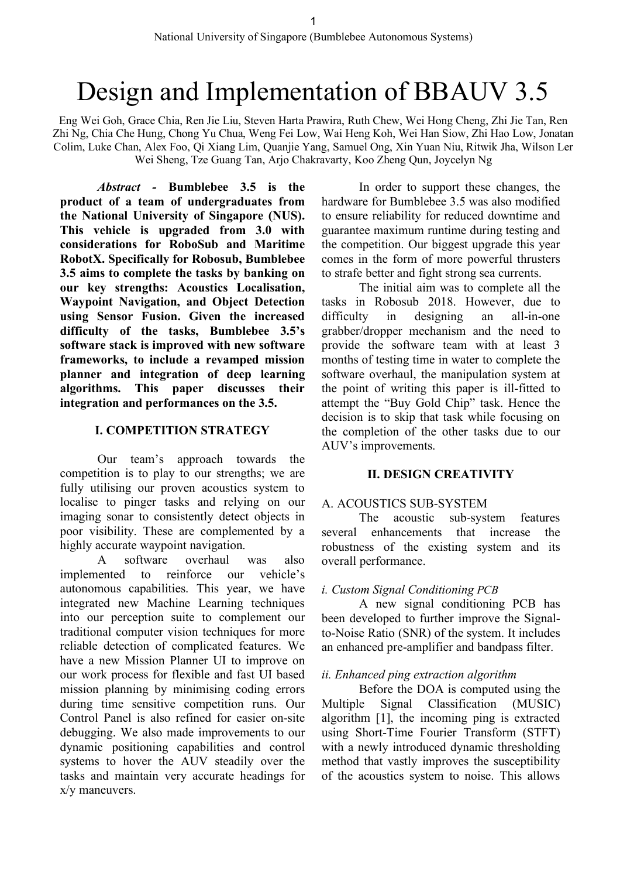# Design and Implementation of BBAUV 3.5

Eng Wei Goh, Grace Chia, Ren Jie Liu, Steven Harta Prawira, Ruth Chew, Wei Hong Cheng, Zhi Jie Tan, Ren Zhi Ng, Chia Che Hung, Chong Yu Chua, Weng Fei Low, Wai Heng Koh, Wei Han Siow, Zhi Hao Low, Jonatan Colim, Luke Chan, Alex Foo, Qi Xiang Lim, Quanjie Yang, Samuel Ong, Xin Yuan Niu, Ritwik Jha, Wilson Ler Wei Sheng, Tze Guang Tan, Arjo Chakravarty, Koo Zheng Qun, Joycelyn Ng

***Abstract* - Bumblebee 3.5 is the product of a team of undergraduates from the National University of Singapore (NUS). This vehicle is upgraded from 3.0 with considerations for RoboSub and Maritime RobotX. Specifically for Robosub, Bumblebee 3.5 aims to complete the tasks by banking on our key strengths: Acoustics Localisation, Waypoint Navigation, and Object Detection using Sensor Fusion. Given the increased difficulty of the tasks, Bumblebee 3.5's software stack is improved with new software frameworks, to include a revamped mission planner and integration of deep learning algorithms. This paper discusses their integration and performances on the 3.5.**

## I. COMPETITION STRATEGY

Our team's approach towards the competition is to play to our strengths; we are fully utilising our proven acoustics system to localise to pinger tasks and relying on our imaging sonar to consistently detect objects in poor visibility. These are complemented by a highly accurate waypoint navigation.

A software overhaul was also implemented to reinforce our vehicle's autonomous capabilities. This year, we have integrated new Machine Learning techniques into our perception suite to complement our traditional computer vision techniques for more reliable detection of complicated features. We have a new Mission Planner UI to improve on our work process for flexible and fast UI based mission planning by minimising coding errors during time sensitive competition runs. Our Control Panel is also refined for easier on-site debugging. We also made improvements to our dynamic positioning capabilities and control systems to hover the AUV steadily over the tasks and maintain very accurate headings for x/y maneuvers.

In order to support these changes, the hardware for Bumblebee 3.5 was also modified to ensure reliability for reduced downtime and guarantee maximum runtime during testing and the competition. Our biggest upgrade this year comes in the form of more powerful thrusters to strafe better and fight strong sea currents.

The initial aim was to complete all the tasks in Robosub 2018. However, due to difficulty in designing an all-in-one grabber/dropper mechanism and the need to provide the software team with at least 3 months of testing time in water to complete the software overhaul, the manipulation system at the point of writing this paper is ill-fitted to attempt the "Buy Gold Chip" task. Hence the decision is to skip that task while focusing on the completion of the other tasks due to our AUV's improvements.

## II. DESIGN CREATIVITY

### A. ACOUSTICS SUB-SYSTEM

The acoustic sub-system features several enhancements that increase the robustness of the existing system and its overall performance.

#### *i. Custom Signal Conditioning PCB*

A new signal conditioning PCB has been developed to further improve the Signal-to-Noise Ratio (SNR) of the system. It includes an enhanced pre-amplifier and bandpass filter.

#### *ii. Enhanced ping extraction algorithm*

Before the DOA is computed using the Multiple Signal Classification (MUSIC) algorithm [1], the incoming ping is extracted using Short-Time Fourier Transform (STFT) with a newly introduced dynamic thresholding method that vastly improves the susceptibility of the acoustics system to noise. This allows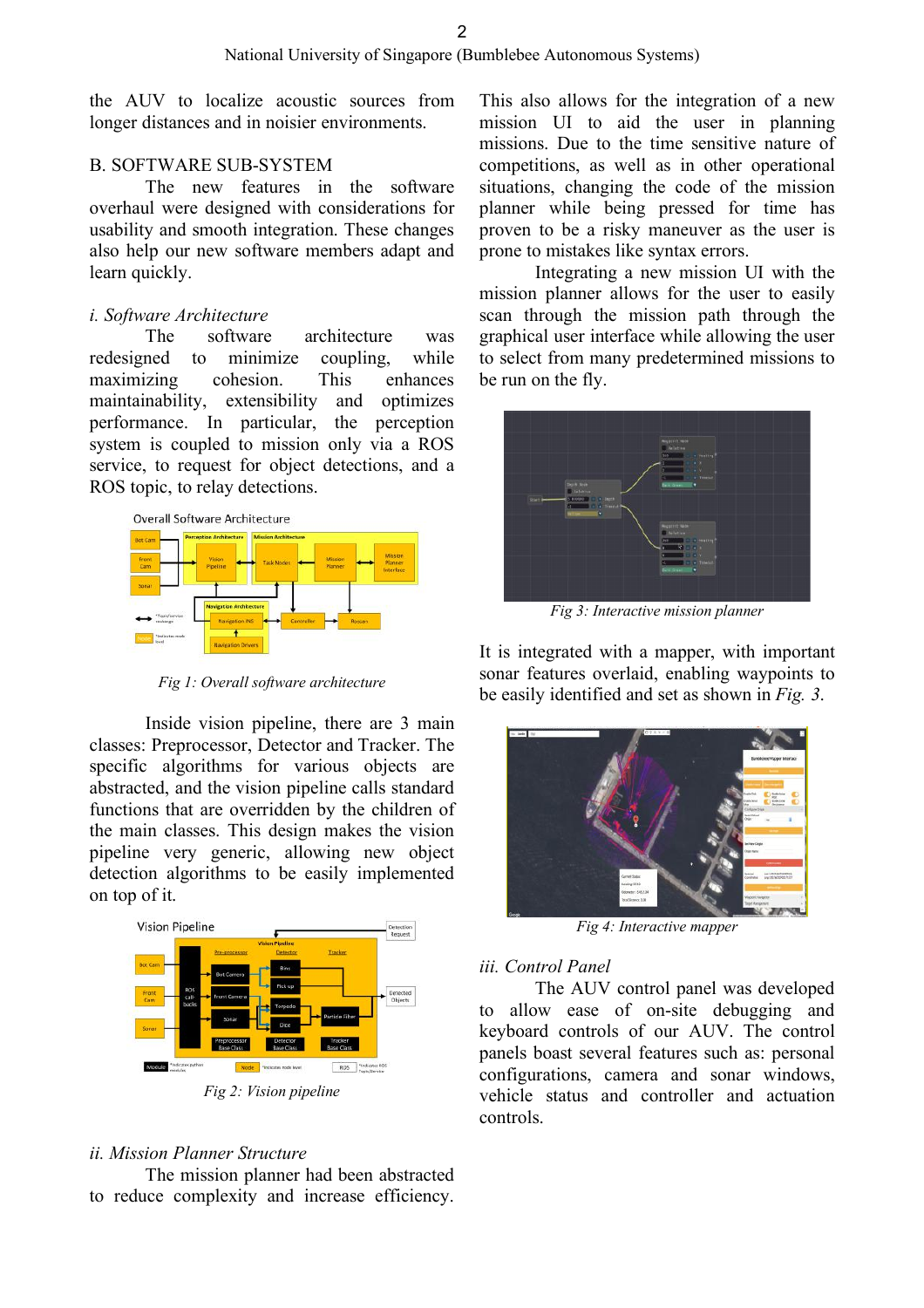the AUV to localize acoustic sources from longer distances and in noisier environments.

## B. SOFTWARE SUB-SYSTEM

The new features in the software overhaul were designed with considerations for usability and smooth integration. These changes also help our new software members adapt and learn quickly.

### *i. Software Architecture*

The software architecture was redesigned to minimize coupling, while maximizing cohesion. This enhances maintainability, extensibility and optimizes performance. In particular, the perception system is coupled to mission only via a ROS service, to request for object detections, and a ROS topic, to relay detections.

*Fig 1: Overall software architecture*

Inside vision pipeline, there are 3 main classes: Preprocessor, Detector and Tracker. The specific algorithms for various objects are abstracted, and the vision pipeline calls standard functions that are overridden by the children of the main classes. This design makes the vision pipeline very generic, allowing new object detection algorithms to be easily implemented on top of it.

*Fig 2: Vision pipeline*

### *ii. Mission Planner Structure*

The mission planner had been abstracted to reduce complexity and increase efficiency. This also allows for the integration of a new mission UI to aid the user in planning missions. Due to the time sensitive nature of competitions, as well as in other operational situations, changing the code of the mission planner while being pressed for time has proven to be a risky maneuver as the user is prone to mistakes like syntax errors.

Integrating a new mission UI with the mission planner allows for the user to easily scan through the mission path through the graphical user interface while allowing the user to select from many predetermined missions to be run on the fly.

*Fig 3: Interactive mission planner*

It is integrated with a mapper, with important sonar features overlaid, enabling waypoints to be easily identified and set as shown in *Fig. 3*.

*Fig 4: Interactive mapper*

### *iii. Control Panel*

The AUV control panel was developed to allow ease of on-site debugging and keyboard controls of our AUV. The control panels boast several features such as: personal configurations, camera and sonar windows, vehicle status and controller and actuation controls.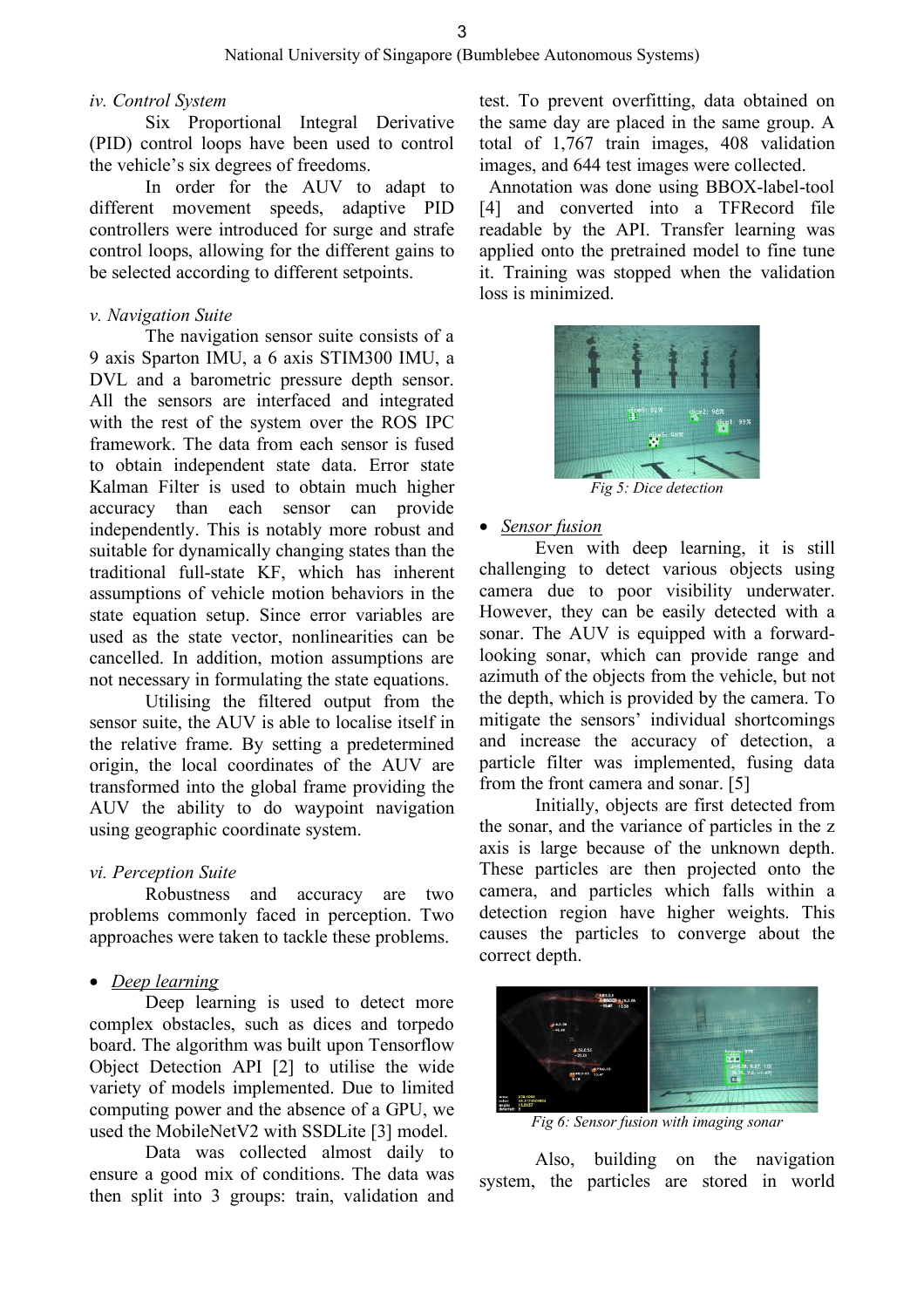*iv. Control System*

Six Proportional Integral Derivative (PID) control loops have been used to control the vehicle's six degrees of freedoms.

In order for the AUV to adapt to different movement speeds, adaptive PID controllers were introduced for surge and strafe control loops, allowing for the different gains to be selected according to different setpoints.

*v. Navigation Suite*

The navigation sensor suite consists of a 9 axis Sparton IMU, a 6 axis STIM300 IMU, a DVL and a barometric pressure depth sensor. All the sensors are interfaced and integrated with the rest of the system over the ROS IPC framework. The data from each sensor is fused to obtain independent state data. Error state Kalman Filter is used to obtain much higher accuracy than each sensor can provide independently. This is notably more robust and suitable for dynamically changing states than the traditional full-state KF, which has inherent assumptions of vehicle motion behaviors in the state equation setup. Since error variables are used as the state vector, nonlinearities can be cancelled. In addition, motion assumptions are not necessary in formulating the state equations.

Utilising the filtered output from the sensor suite, the AUV is able to localise itself in the relative frame. By setting a predetermined origin, the local coordinates of the AUV are transformed into the global frame providing the AUV the ability to do waypoint navigation using geographic coordinate system.

*vi. Perception Suite*

Robustness and accuracy are two problems commonly faced in perception. Two approaches were taken to tackle these problems.

- *Deep learning*

Deep learning is used to detect more complex obstacles, such as dices and torpedo board. The algorithm was built upon Tensorflow Object Detection API [2] to utilise the wide variety of models implemented. Due to limited computing power and the absence of a GPU, we used the MobileNetV2 with SSDLite [3] model.

Data was collected almost daily to ensure a good mix of conditions. The data was then split into 3 groups: train, validation and test. To prevent overfitting, data obtained on the same day are placed in the same group. A total of 1,767 train images, 408 validation images, and 644 test images were collected.

Annotation was done using BBOX-label-tool [4] and converted into a TFRecord file readable by the API. Transfer learning was applied onto the pretrained model to fine tune it. Training was stopped when the validation loss is minimized.

*Fig 5: Dice detection*

- *Sensor fusion*

Even with deep learning, it is still challenging to detect various objects using camera due to poor visibility underwater. However, they can be easily detected with a sonar. The AUV is equipped with a forward-looking sonar, which can provide range and azimuth of the objects from the vehicle, but not the depth, which is provided by the camera. To mitigate the sensors' individual shortcomings and increase the accuracy of detection, a particle filter was implemented, fusing data from the front camera and sonar. [5]

Initially, objects are first detected from the sonar, and the variance of particles in the z axis is large because of the unknown depth. These particles are then projected onto the camera, and particles which falls within a detection region have higher weights. This causes the particles to converge about the correct depth.

*Fig 6: Sensor fusion with imaging sonar*

Also, building on the navigation system, the particles are stored in world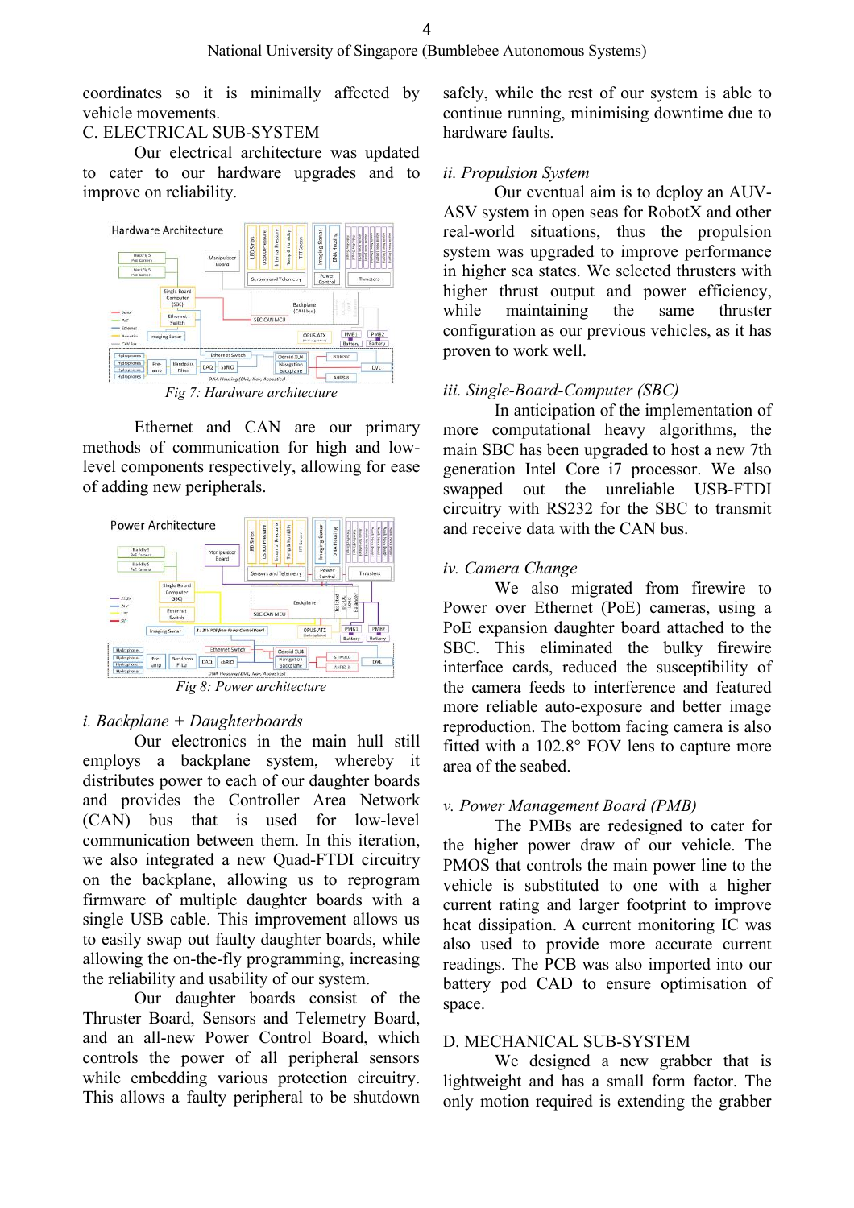coordinates so it is minimally affected by vehicle movements.

## C. ELECTRICAL SUB-SYSTEM

Our electrical architecture was updated to cater to our hardware upgrades and to improve on reliability.

Fig 7: Hardware architecture

Ethernet and CAN are our primary methods of communication for high and low-level components respectively, allowing for ease of adding new peripherals.

Fig 8: Power architecture

### *i. Backplane + Daughterboards*

Our electronics in the main hull still employs a backplane system, whereby it distributes power to each of our daughter boards and provides the Controller Area Network (CAN) bus that is used for low-level communication between them. In this iteration, we also integrated a new Quad-FTDI circuitry on the backplane, allowing us to reprogram firmware of multiple daughter boards with a single USB cable. This improvement allows us to easily swap out faulty daughter boards, while allowing the on-the-fly programming, increasing the reliability and usability of our system.

Our daughter boards consist of the Thruster Board, Sensors and Telemetry Board, and an all-new Power Control Board, which controls the power of all peripheral sensors while embedding various protection circuitry. This allows a faulty peripheral to be shutdown safely, while the rest of our system is able to continue running, minimising downtime due to hardware faults.

### *ii. Propulsion System*

Our eventual aim is to deploy an AUV-ASV system in open seas for RobotX and other real-world situations, thus the propulsion system was upgraded to improve performance in higher sea states. We selected thrusters with higher thrust output and power efficiency, while maintaining the same thruster configuration as our previous vehicles, as it has proven to work well.

### *iii. Single-Board-Computer (SBC)*

In anticipation of the implementation of more computational heavy algorithms, the main SBC has been upgraded to host a new 7th generation Intel Core i7 processor. We also swapped out the unreliable USB-FTDI circuitry with RS232 for the SBC to transmit and receive data with the CAN bus.

### *iv. Camera Change*

We also migrated from firewire to Power over Ethernet (PoE) cameras, using a PoE expansion daughter board attached to the SBC. This eliminated the bulky firewire interface cards, reduced the susceptibility of the camera feeds to interference and featured more reliable auto-exposure and better image reproduction. The bottom facing camera is also fitted with a 102.8° FOV lens to capture more area of the seabed.

### *v. Power Management Board (PMB)*

The PMBs are redesigned to cater for the higher power draw of our vehicle. The PMOS that controls the main power line to the vehicle is substituted to one with a higher current rating and larger footprint to improve heat dissipation. A current monitoring IC was also used to provide more accurate current readings. The PCB was also imported into our battery pod CAD to ensure optimisation of space.

## D. MECHANICAL SUB-SYSTEM

We designed a new grabber that is lightweight and has a small form factor. The only motion required is extending the grabber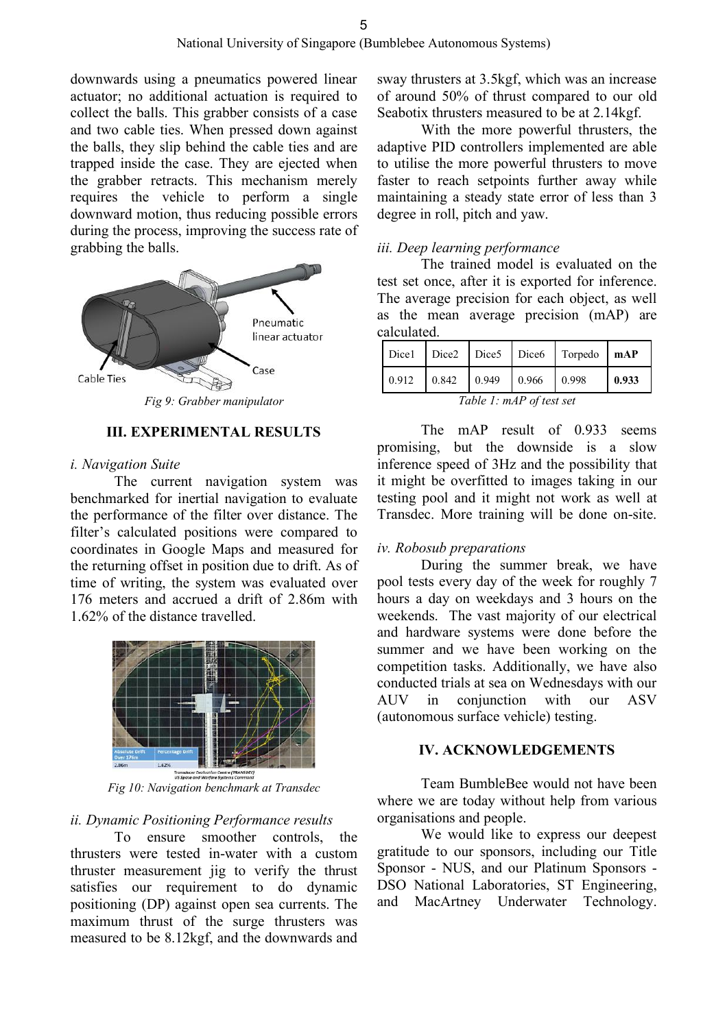downwards using a pneumatics powered linear actuator; no additional actuation is required to collect the balls. This grabber consists of a case and two cable ties. When pressed down against the balls, they slip behind the cable ties and are trapped inside the case. They are ejected when the grabber retracts. This mechanism merely requires the vehicle to perform a single downward motion, thus reducing possible errors during the process, improving the success rate of grabbing the balls.

*Fig 9: Grabber manipulator*

## III. EXPERIMENTAL RESULTS

### *i. Navigation Suite*

The current navigation system was benchmarked for inertial navigation to evaluate the performance of the filter over distance. The filter's calculated positions were compared to coordinates in Google Maps and measured for the returning offset in position due to drift. As of time of writing, the system was evaluated over 176 meters and accrued a drift of 2.86m with 1.62% of the distance travelled.

*Fig 10: Navigation benchmark at Transdec*

### *ii. Dynamic Positioning Performance results*

To ensure smoother controls, the thrusters were tested in-water with a custom thruster measurement jig to verify the thrust satisfies our requirement to do dynamic positioning (DP) against open sea currents. The maximum thrust of the surge thrusters was measured to be 8.12kgf, and the downwards and sway thrusters at 3.5kgf, which was an increase of around 50% of thrust compared to our old Seabotix thrusters measured to be at 2.14kgf.

With the more powerful thrusters, the adaptive PID controllers implemented are able to utilise the more powerful thrusters to move faster to reach setpoints further away while maintaining a steady state error of less than 3 degree in roll, pitch and yaw.

### *iii. Deep learning performance*

The trained model is evaluated on the test set once, after it is exported for inference. The average precision for each object, as well as the mean average precision (mAP) are calculated.

| Dice1 | Dice2 | Dice5 | Dice6 | Torpedo | **mAP** |
|---|---|---|---|---|---|
| 0.912 | 0.842 | 0.949 | 0.966 | 0.998 | **0.933** |

*Table 1: mAP of test set*

The mAP result of 0.933 seems promising, but the downside is a slow inference speed of 3Hz and the possibility that it might be overfitted to images taking in our testing pool and it might not work as well at Transdec. More training will be done on-site.

### *iv. Robosub preparations*

During the summer break, we have pool tests every day of the week for roughly 7 hours a day on weekdays and 3 hours on the weekends. The vast majority of our electrical and hardware systems were done before the summer and we have been working on the competition tasks. Additionally, we have also conducted trials at sea on Wednesdays with our AUV in conjunction with our ASV (autonomous surface vehicle) testing.

## IV. ACKNOWLEDGEMENTS

Team BumbleBee would not have been where we are today without help from various organisations and people.

We would like to express our deepest gratitude to our sponsors, including our Title Sponsor - NUS, and our Platinum Sponsors - DSO National Laboratories, ST Engineering, and MacArtney Underwater Technology.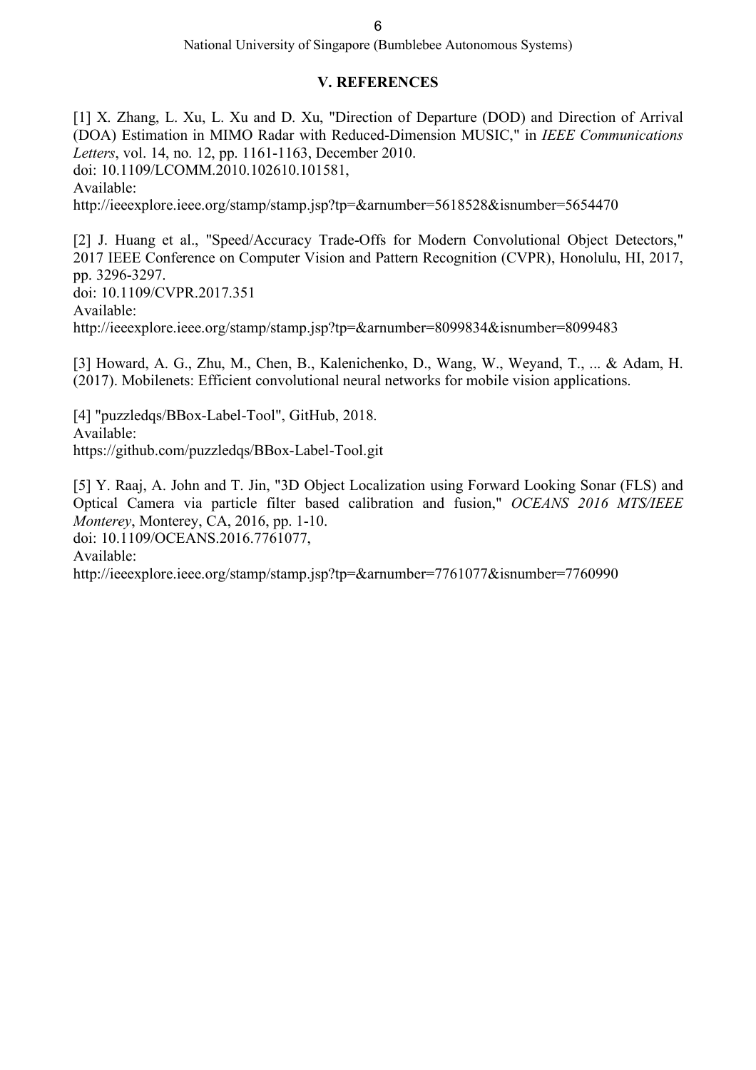## V. REFERENCES

[1] X. Zhang, L. Xu, L. Xu and D. Xu, "Direction of Departure (DOD) and Direction of Arrival (DOA) Estimation in MIMO Radar with Reduced-Dimension MUSIC," in *IEEE Communications Letters*, vol. 14, no. 12, pp. 1161-1163, December 2010.
doi: 10.1109/LCOMM.2010.102610.101581,
Available:
http://ieeexplore.ieee.org/stamp/stamp.jsp?tp=&arnumber=5618528&isnumber=5654470

[2] J. Huang et al., "Speed/Accuracy Trade-Offs for Modern Convolutional Object Detectors," 2017 IEEE Conference on Computer Vision and Pattern Recognition (CVPR), Honolulu, HI, 2017, pp. 3296-3297.
doi: 10.1109/CVPR.2017.351
Available:
http://ieeexplore.ieee.org/stamp/stamp.jsp?tp=&arnumber=8099834&isnumber=8099483

[3] Howard, A. G., Zhu, M., Chen, B., Kalenichenko, D., Wang, W., Weyand, T., ... & Adam, H. (2017). Mobilenets: Efficient convolutional neural networks for mobile vision applications.

[4] "puzzledqs/BBox-Label-Tool", GitHub, 2018.
Available:
https://github.com/puzzledqs/BBox-Label-Tool.git

[5] Y. Raaj, A. John and T. Jin, "3D Object Localization using Forward Looking Sonar (FLS) and Optical Camera via particle filter based calibration and fusion," *OCEANS 2016 MTS/IEEE Monterey*, Monterey, CA, 2016, pp. 1-10.
doi: 10.1109/OCEANS.2016.7761077,
Available:
http://ieeexplore.ieee.org/stamp/stamp.jsp?tp=&arnumber=7761077&isnumber=7760990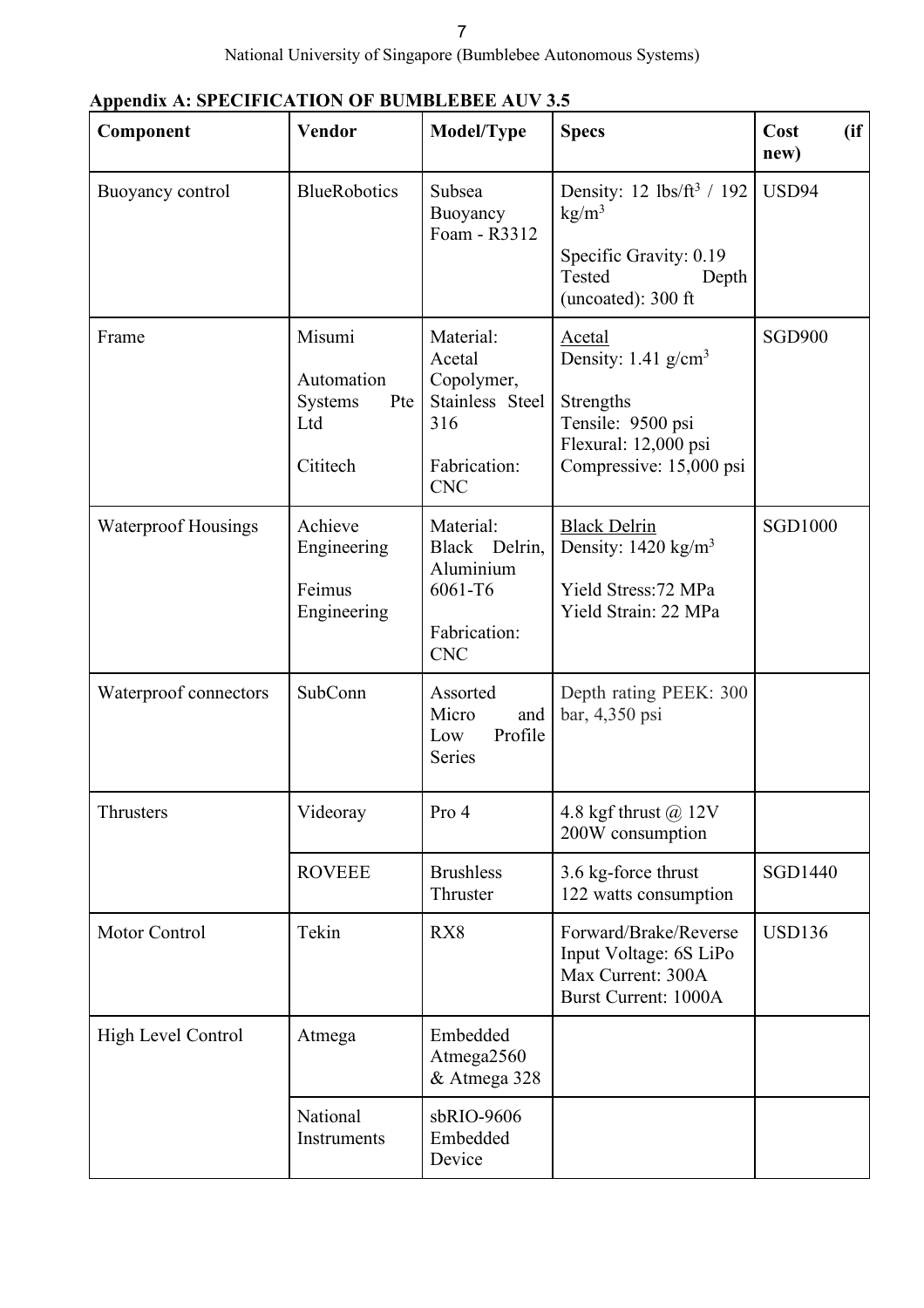**Appendix A: SPECIFICATION OF BUMBLEBEE AUV 3.5**

| Component | Vendor | Model/Type | Specs | Cost (if new) |
|---|---|---|---|---|
| Buoyancy control | BlueRobotics | Subsea Buoyancy Foam - R3312 | Density: 12 lbs/ft$^3$ / 192 kg/m$^3$<br>Specific Gravity: 0.19<br>Tested Depth (uncoated): 300 ft | USD94 |
| Frame | Misumi<br>Automation Systems Pte Ltd<br>Cititech | Material: Acetal Copolymer, Stainless Steel 316<br>Fabrication: CNC | Acetal<br>Density: 1.41 g/cm$^3$<br>Strengths<br>Tensile: 9500 psi<br>Flexural: 12,000 psi<br>Compressive: 15,000 psi | SGD900 |
| Waterproof Housings | Achieve Engineering<br>Feimus Engineering | Material: Black Delrin, Aluminium 6061-T6<br>Fabrication: CNC | Black Delrin<br>Density: 1420 kg/m$^3$<br>Yield Stress:72 MPa<br>Yield Strain: 22 MPa | SGD1000 |
| Waterproof connectors | SubConn | Assorted Micro and Low Profile Series | Depth rating PEEK: 300 bar, 4,350 psi | |
| Thrusters | Videoray | Pro 4 | 4.8 kgf thrust @ 12V<br>200W consumption | |
| | ROVEEE | Brushless Thruster | 3.6 kg-force thrust<br>122 watts consumption | SGD1440 |
| Motor Control | Tekin | RX8 | Forward/Brake/Reverse<br>Input Voltage: 6S LiPo<br>Max Current: 300A<br>Burst Current: 1000A | USD136 |
| High Level Control | Atmega | Embedded Atmega2560 & Atmega 328 | | |
| | National Instruments | sbRIO-9606 Embedded Device | | |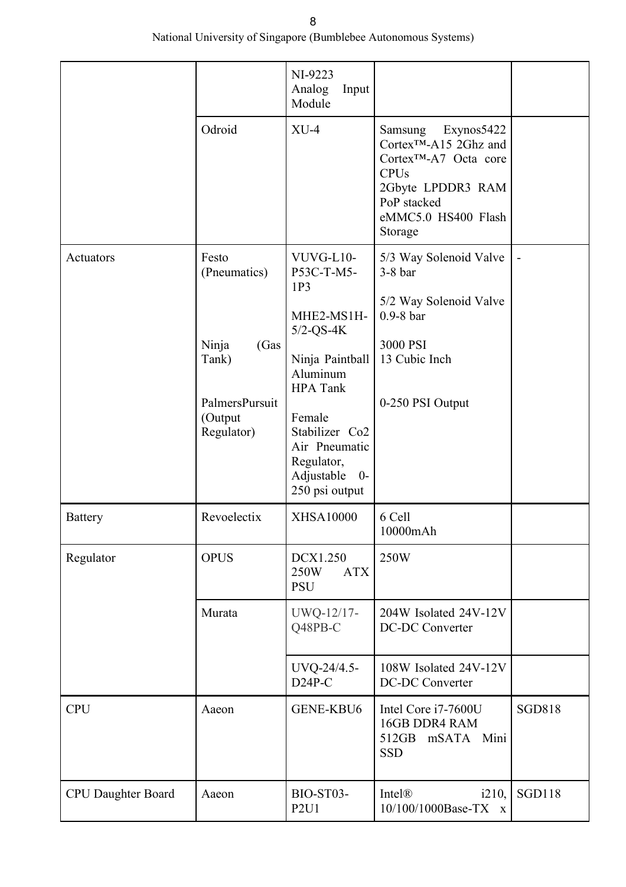| | | | | |
|---|---|---|---|---|
| | | NI-9223 Analog Input Module | | |
| | Odroid | XU-4 | Samsung Exynos5422 Cortex™-A15 2Ghz and Cortex™-A7 Octa core CPUs<br>2Gbyte LPDDR3 RAM PoP stacked<br>eMMC5.0 HS400 Flash Storage | |
| Actuators | Festo (Pneumatics)<br><br>Ninja (Gas Tank)<br><br>PalmersPursuit (Output Regulator) | VUVG-L10-P53C-T-M5-1P3<br><br>MHE2-MS1H-5/2-QS-4K<br><br>Ninja Paintball Aluminum HPA Tank<br><br>Female Stabilizer Co2 Air Pneumatic Regulator, Adjustable 0-250 psi output | 5/3 Way Solenoid Valve 3-8 bar<br><br>5/2 Way Solenoid Valve 0.9-8 bar<br><br>3000 PSI<br>13 Cubic Inch<br><br>0-250 PSI Output | - |
| Battery | Revoelectix | XHSA10000 | 6 Cell<br>10000mAh | |
| Regulator | OPUS | DCX1.250 250W ATX PSU | 250W | |
| | Murata | UWQ-12/17-Q48PB-C | 204W Isolated 24V-12V DC-DC Converter | |
| | | UVQ-24/4.5-D24P-C | 108W Isolated 24V-12V DC-DC Converter | |
| CPU | Aaeon | GENE-KBU6 | Intel Core i7-7600U<br>16GB DDR4 RAM<br>512GB mSATA Mini SSD | SGD818 |
| CPU Daughter Board | Aaeon | BIO-ST03-P2U1 | Intel® i210, 10/100/1000Base-TX x | SGD118 |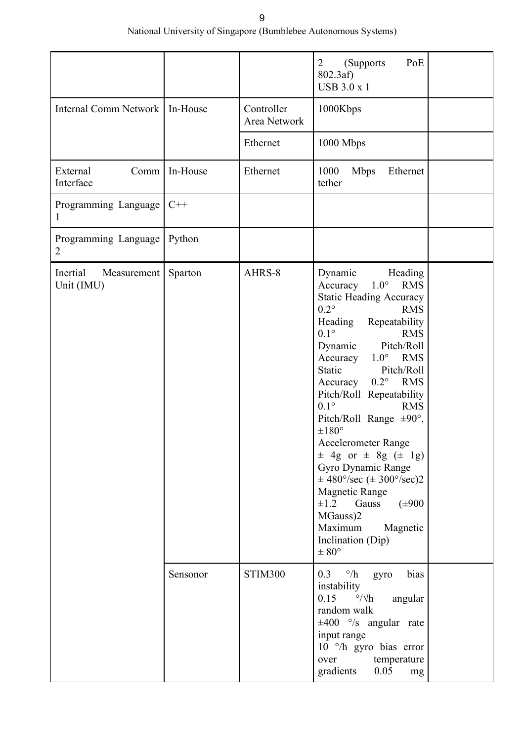| | | | | |
|---|---|---|---|---|
| | | | 2 (Supports PoE 802.3af)<br>USB 3.0 x 1 | |
| Internal Comm Network | In-House | Controller Area Network | 1000Kbps | |
| | | Ethernet | 1000 Mbps | |
| External Comm Interface | In-House | Ethernet | 1000 Mbps Ethernet tether | |
| Programming Language 1 | C++ | | | |
| Programming Language 2 | Python | | | |
| Inertial Measurement Unit (IMU) | Sparton | AHRS-8 | Dynamic Heading Accuracy 1.0° RMS<br>Static Heading Accuracy 0.2° RMS<br>Heading Repeatability 0.1° RMS<br>Dynamic Pitch/Roll Accuracy 1.0° RMS<br>Static Pitch/Roll Accuracy 0.2° RMS<br>Pitch/Roll Repeatability 0.1° RMS<br>Pitch/Roll Range ±90°, ±180°<br>Accelerometer Range<br>± 4g or ± 8g (± 1g)<br>Gyro Dynamic Range<br>± 480°/sec (± 300°/sec)2<br>Magnetic Range<br>±1.2 Gauss (±900 MGauss)2<br>Maximum Magnetic Inclination (Dip)<br>± 80° | |
| | Sensonor | STIM300 | 0.3 °/h gyro bias instability<br>0.15 °/√h angular random walk<br>±400 °/s angular rate input range<br>10 °/h gyro bias error over temperature gradients 0.05 mg | |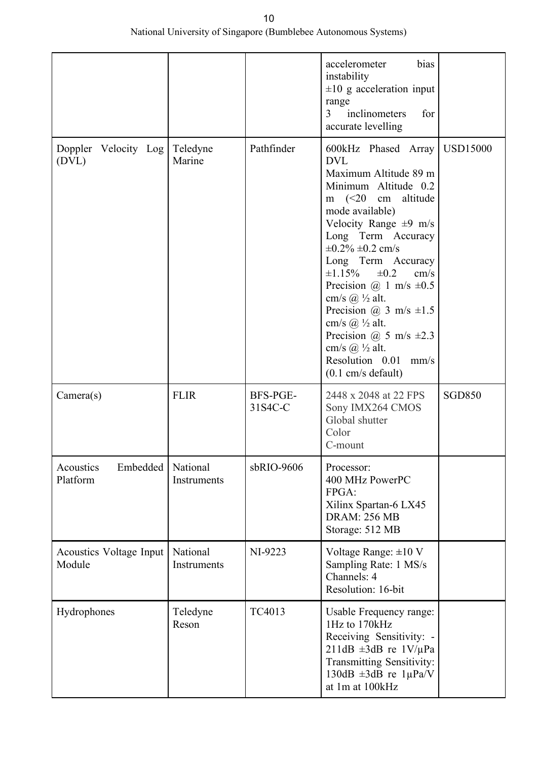| | | | accelerometer bias instability<br>±10 g acceleration input range<br>3 inclinometers for accurate levelling | |
|---|---|---|---|---|
| Doppler Velocity Log (DVL) | Teledyne Marine | Pathfinder | 600kHz Phased Array DVL<br>Maximum Altitude 89 m<br>Minimum Altitude 0.2 m (<20 cm altitude mode available)<br>Velocity Range ±9 m/s<br>Long Term Accuracy ±0.2% ±0.2 cm/s<br>Long Term Accuracy ±1.15% ±0.2 cm/s<br>Precision @ 1 m/s ±0.5 cm/s @ ½ alt.<br>Precision @ 3 m/s ±1.5 cm/s @ ½ alt.<br>Precision @ 5 m/s ±2.3 cm/s @ ½ alt.<br>Resolution 0.01 mm/s (0.1 cm/s default) | USD15000 |
| Camera(s) | FLIR | BFS-PGE-31S4C-C | 2448 x 2048 at 22 FPS<br>Sony IMX264 CMOS<br>Global shutter<br>Color<br>C-mount | SGD850 |
| Acoustics Embedded Platform | National Instruments | sbRIO-9606 | Processor:<br>400 MHz PowerPC<br>FPGA:<br>Xilinx Spartan-6 LX45<br>DRAM: 256 MB<br>Storage: 512 MB | |
| Acoustics Voltage Input Module | National Instruments | NI-9223 | Voltage Range: ±10 V<br>Sampling Rate: 1 MS/s<br>Channels: 4<br>Resolution: 16-bit | |
| Hydrophones | Teledyne Reson | TC4013 | Usable Frequency range: 1Hz to 170kHz<br>Receiving Sensitivity: -211dB ±3dB re 1V/μPa<br>Transmitting Sensitivity: 130dB ±3dB re 1μPa/V at 1m at 100kHz | |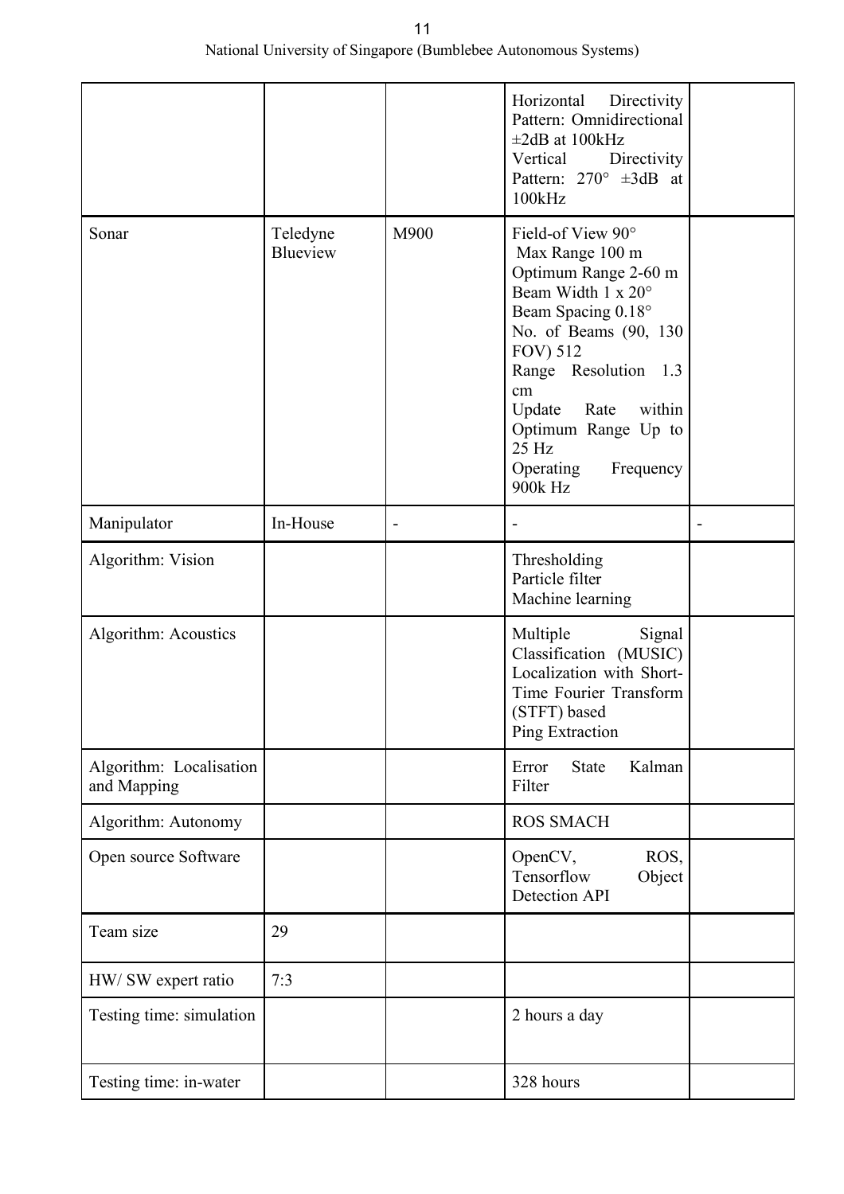| | | | | |
|---|---|---|---|---|
| | | | Horizontal Directivity Pattern: Omnidirectional ±2dB at 100kHz<br>Vertical Directivity Pattern: 270° ±3dB at 100kHz | |
| Sonar | Teledyne Blueview | M900 | Field-of View 90°<br>Max Range 100 m<br>Optimum Range 2-60 m<br>Beam Width 1 x 20°<br>Beam Spacing 0.18°<br>No. of Beams (90, 130 FOV) 512<br>Range Resolution 1.3 cm<br>Update Rate within Optimum Range Up to 25 Hz<br>Operating Frequency 900k Hz | |
| Manipulator | In-House | - | - | - |
| Algorithm: Vision | | | Thresholding<br>Particle filter<br>Machine learning | |
| Algorithm: Acoustics | | | Multiple Signal Classification (MUSIC) Localization with Short-Time Fourier Transform (STFT) based<br>Ping Extraction | |
| Algorithm: Localisation and Mapping | | | Error State Kalman Filter | |
| Algorithm: Autonomy | | | ROS SMACH | |
| Open source Software | | | OpenCV, ROS, Tensorflow Object Detection API | |
| Team size | 29 | | | |
| HW/ SW expert ratio | 7:3 | | | |
| Testing time: simulation | | | 2 hours a day | |
| Testing time: in-water | | | 328 hours | |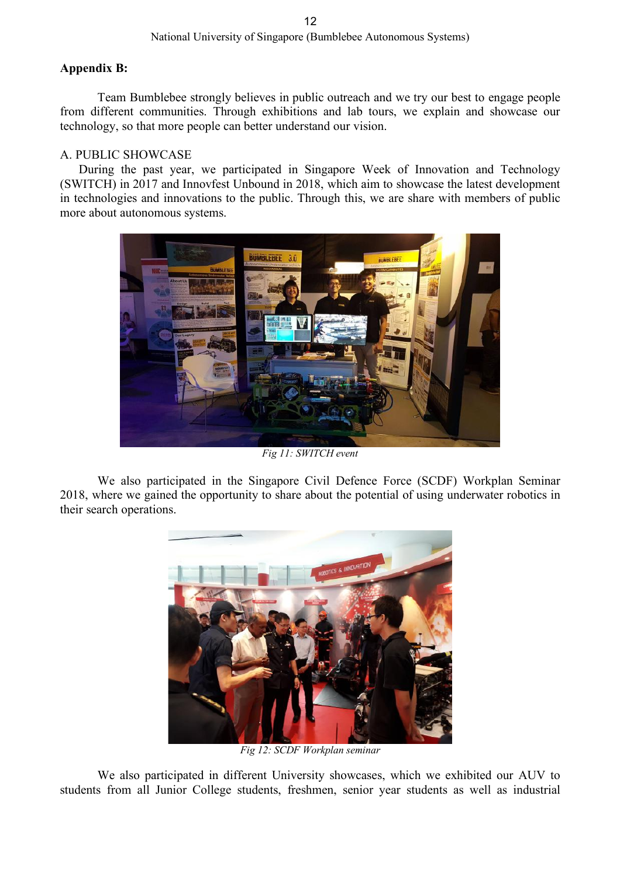**Appendix B:**

Team Bumblebee strongly believes in public outreach and we try our best to engage people from different communities. Through exhibitions and lab tours, we explain and showcase our technology, so that more people can better understand our vision.

A. PUBLIC SHOWCASE

During the past year, we participated in Singapore Week of Innovation and Technology (SWITCH) in 2017 and Innovfest Unbound in 2018, which aim to showcase the latest development in technologies and innovations to the public. Through this, we are share with members of public more about autonomous systems.

*Fig 11: SWITCH event*

We also participated in the Singapore Civil Defence Force (SCDF) Workplan Seminar 2018, where we gained the opportunity to share about the potential of using underwater robotics in their search operations.

*Fig 12: SCDF Workplan seminar*

We also participated in different University showcases, which we exhibited our AUV to students from all Junior College students, freshmen, senior year students as well as industrial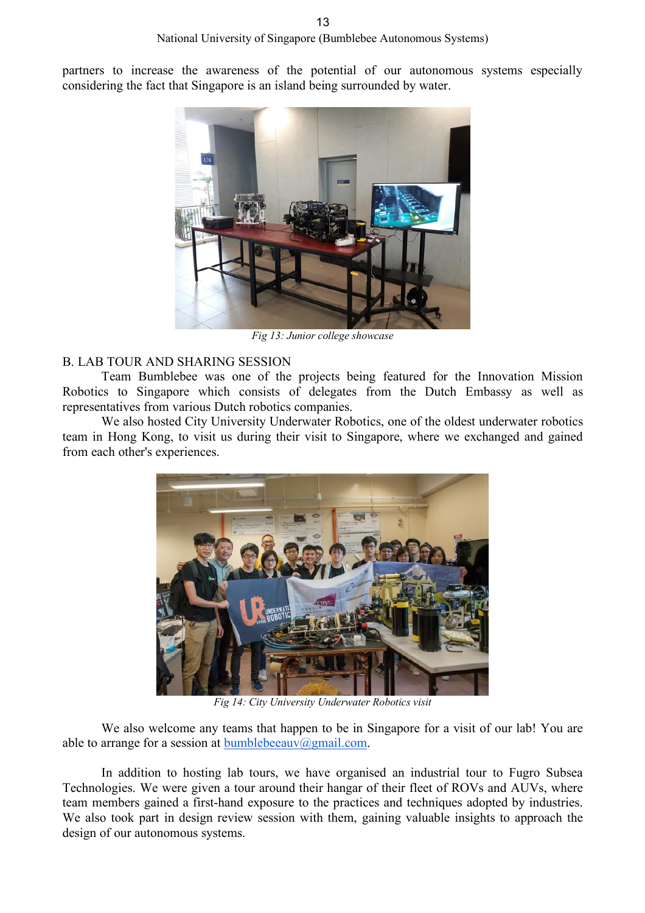partners to increase the awareness of the potential of our autonomous systems especially considering the fact that Singapore is an island being surrounded by water.

*Fig 13: Junior college showcase*

B. LAB TOUR AND SHARING SESSION

Team Bumblebee was one of the projects being featured for the Innovation Mission Robotics to Singapore which consists of delegates from the Dutch Embassy as well as representatives from various Dutch robotics companies.

We also hosted City University Underwater Robotics, one of the oldest underwater robotics team in Hong Kong, to visit us during their visit to Singapore, where we exchanged and gained from each other's experiences.

*Fig 14: City University Underwater Robotics visit*

We also welcome any teams that happen to be in Singapore for a visit of our lab! You are able to arrange for a session at bumblebeeauv@gmail.com.

In addition to hosting lab tours, we have organised an industrial tour to Fugro Subsea Technologies. We were given a tour around their hangar of their fleet of ROVs and AUVs, where team members gained a first-hand exposure to the practices and techniques adopted by industries. We also took part in design review session with them, gaining valuable insights to approach the design of our autonomous systems.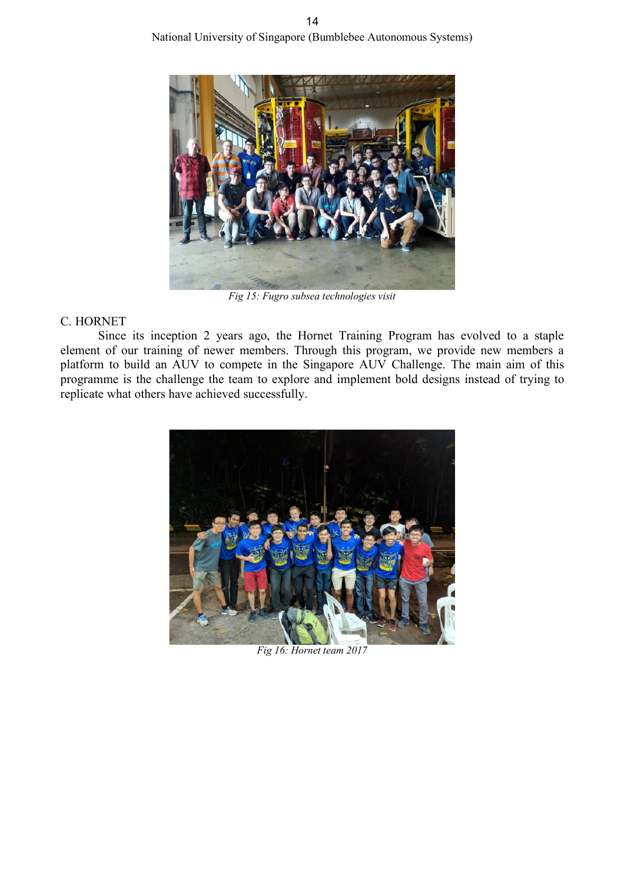*Fig 15: Fugro subsea technologies visit*

### C. HORNET

Since its inception 2 years ago, the Hornet Training Program has evolved to a staple element of our training of newer members. Through this program, we provide new members a platform to build an AUV to compete in the Singapore AUV Challenge. The main aim of this programme is the challenge the team to explore and implement bold designs instead of trying to replicate what others have achieved successfully.

*Fig 16: Hornet team 2017*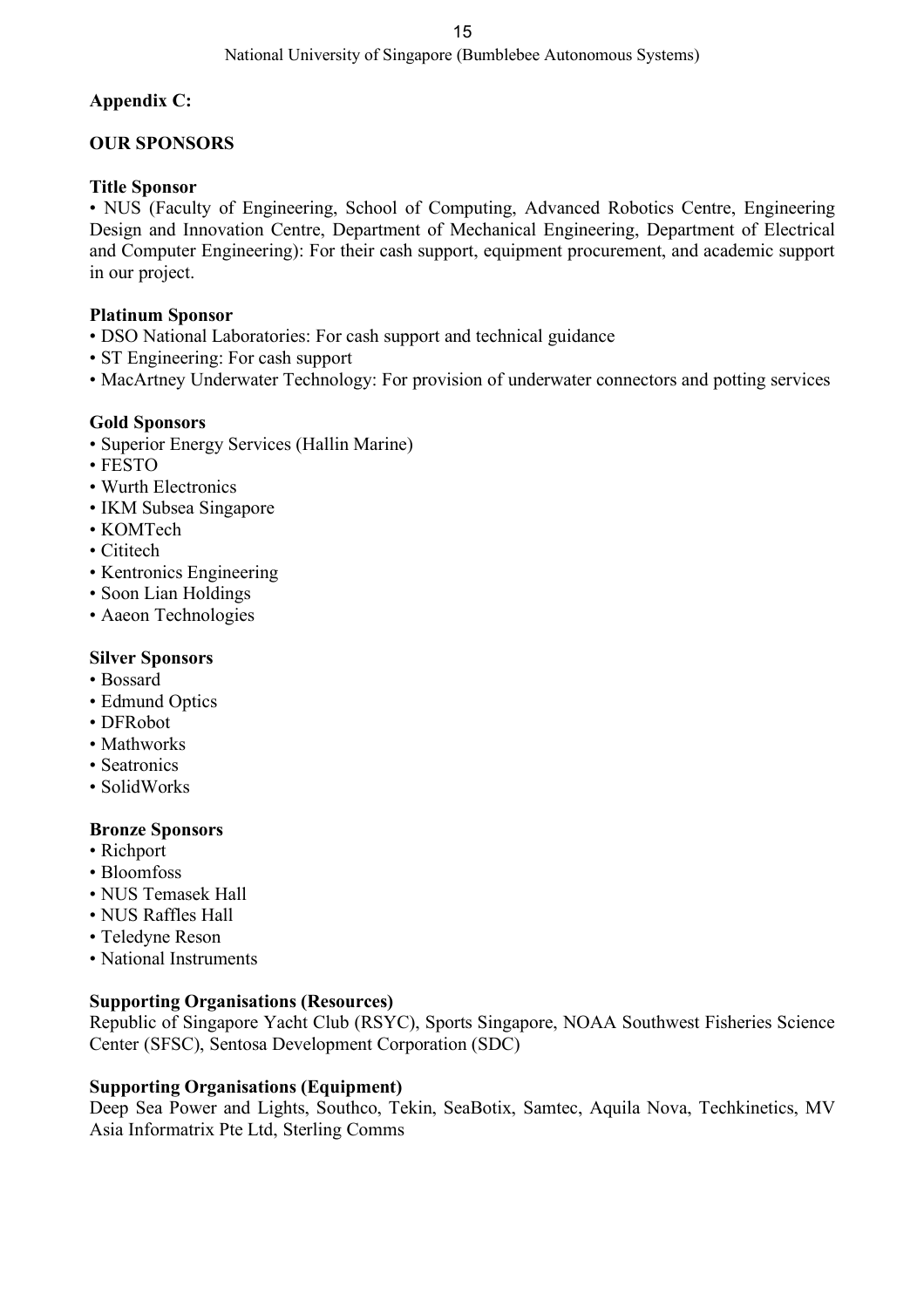**Appendix C:**

**OUR SPONSORS**

**Title Sponsor**

• NUS (Faculty of Engineering, School of Computing, Advanced Robotics Centre, Engineering Design and Innovation Centre, Department of Mechanical Engineering, Department of Electrical and Computer Engineering): For their cash support, equipment procurement, and academic support in our project.

**Platinum Sponsor**

• DSO National Laboratories: For cash support and technical guidance
• ST Engineering: For cash support
• MacArtney Underwater Technology: For provision of underwater connectors and potting services

**Gold Sponsors**

• Superior Energy Services (Hallin Marine)
• FESTO
• Wurth Electronics
• IKM Subsea Singapore
• KOMTech
• Cititech
• Kentronics Engineering
• Soon Lian Holdings
• Aaeon Technologies

**Silver Sponsors**

• Bossard
• Edmund Optics
• DFRobot
• Mathworks
• Seatronics
• SolidWorks

**Bronze Sponsors**

• Richport
• Bloomfoss
• NUS Temasek Hall
• NUS Raffles Hall
• Teledyne Reson
• National Instruments

**Supporting Organisations (Resources)**

Republic of Singapore Yacht Club (RSYC), Sports Singapore, NOAA Southwest Fisheries Science Center (SFSC), Sentosa Development Corporation (SDC)

**Supporting Organisations (Equipment)**

Deep Sea Power and Lights, Southco, Tekin, SeaBotix, Samtec, Aquila Nova, Techkinetics, MV Asia Informatrix Pte Ltd, Sterling Comms